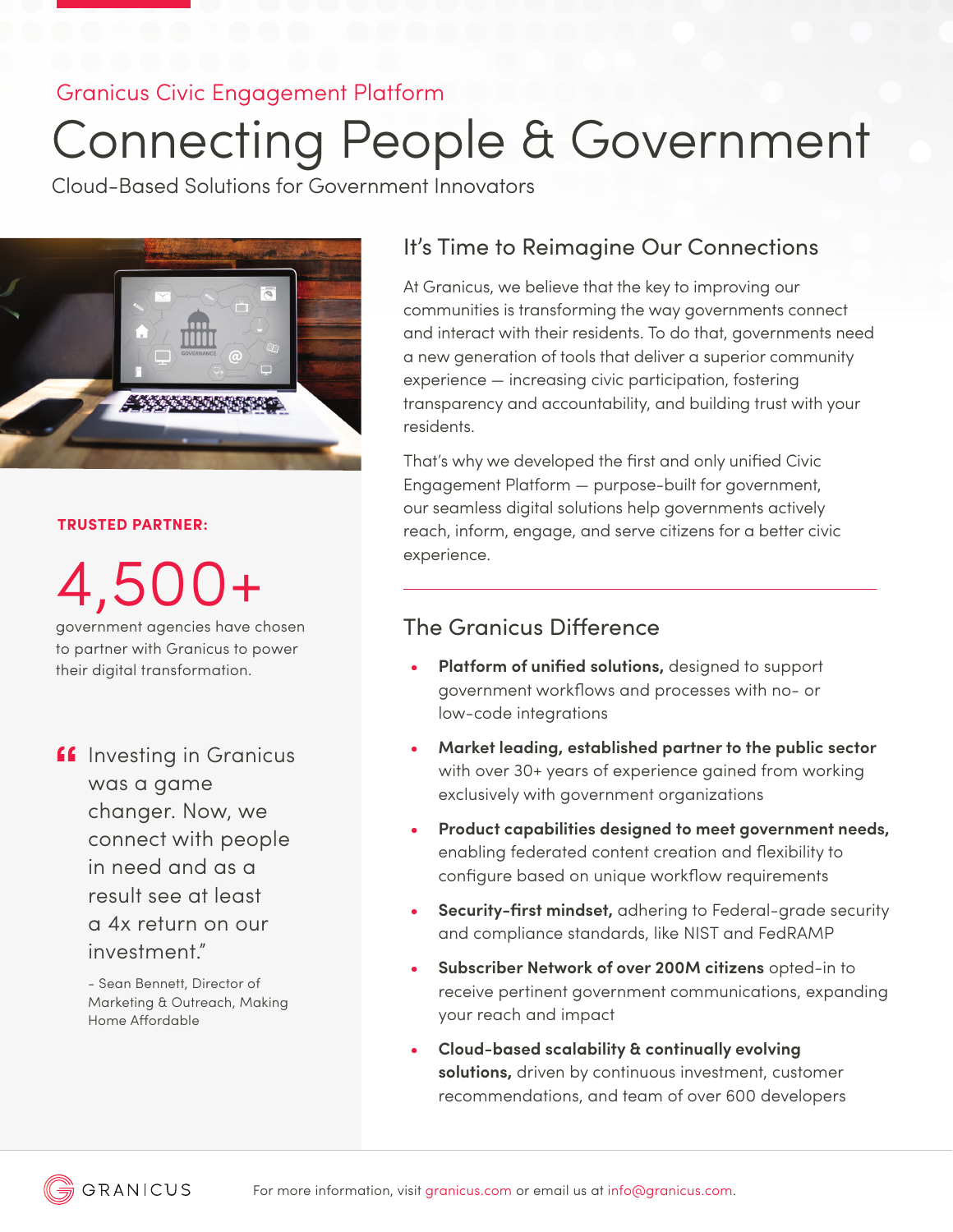Granicus Civic Engagement Platform

# Connecting People & Government

Cloud-Based Solutions for Government Innovators

**TRUSTED PARTNER:**

# 4,500+

government agencies have chosen to partner with Granicus to power their digital transformation.

> Investing in Granicus was a game changer. Now, we connect with people in need and as a result see at least a 4x return on our investment."
>
> - Sean Bennett, Director of Marketing & Outreach, Making Home Affordable

## It's Time to Reimagine Our Connections

At Granicus, we believe that the key to improving our communities is transforming the way governments connect and interact with their residents. To do that, governments need a new generation of tools that deliver a superior community experience — increasing civic participation, fostering transparency and accountability, and building trust with your residents.

That's why we developed the first and only unified Civic Engagement Platform — purpose-built for government, our seamless digital solutions help governments actively reach, inform, engage, and serve citizens for a better civic experience.

---

## The Granicus Difference

- **Platform of unified solutions,** designed to support government workflows and processes with no- or low-code integrations
- **Market leading, established partner to the public sector** with over 30+ years of experience gained from working exclusively with government organizations
- **Product capabilities designed to meet government needs,** enabling federated content creation and flexibility to configure based on unique workflow requirements
- **Security-first mindset,** adhering to Federal-grade security and compliance standards, like NIST and FedRAMP
- **Subscriber Network of over 200M citizens** opted-in to receive pertinent government communications, expanding your reach and impact
- **Cloud-based scalability & continually evolving solutions,** driven by continuous investment, customer recommendations, and team of over 600 developers

GRANICUS

For more information, visit granicus.com or email us at info@granicus.com.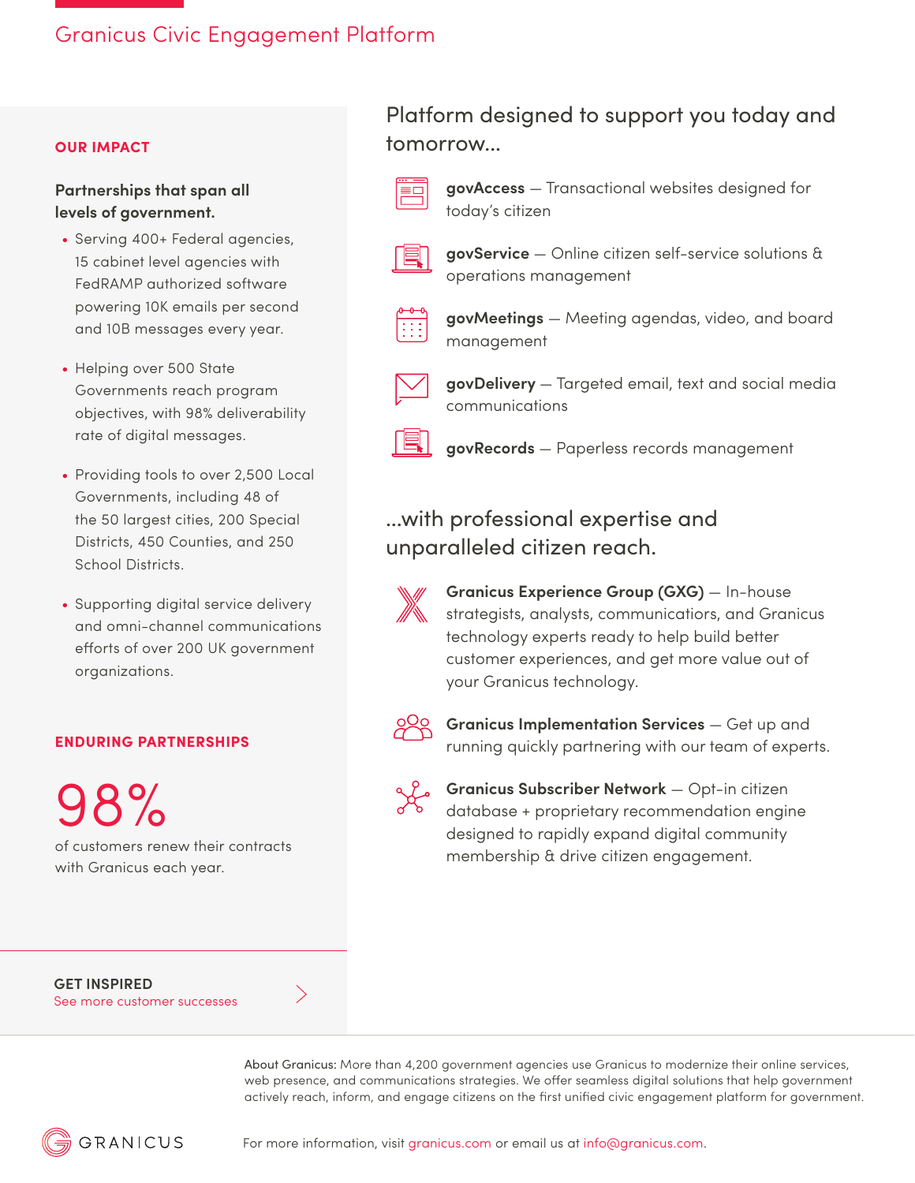# Granicus Civic Engagement Platform

## OUR IMPACT

**Partnerships that span all levels of government.**

- Serving 400+ Federal agencies, 15 cabinet level agencies with FedRAMP authorized software powering 10K emails per second and 10B messages every year.
- Helping over 500 State Governments reach program objectives, with 98% deliverability rate of digital messages.
- Providing tools to over 2,500 Local Governments, including 48 of the 50 largest cities, 200 Special Districts, 450 Counties, and 250 School Districts.
- Supporting digital service delivery and omni-channel communications efforts of over 200 UK government organizations.

## ENDURING PARTNERSHIPS

98%

of customers renew their contracts with Granicus each year.

**GET INSPIRED**
See more customer successes

## Platform designed to support you today and tomorrow...

**govAccess** — Transactional websites designed for today's citizen

**govService** — Online citizen self-service solutions & operations management

**govMeetings** — Meeting agendas, video, and board management

**govDelivery** — Targeted email, text and social media communications

**govRecords** — Paperless records management

## ...with professional expertise and unparalleled citizen reach.

**Granicus Experience Group (GXG)** — In-house strategists, analysts, communicators, and Granicus technology experts ready to help build better customer experiences, and get more value out of your Granicus technology.

**Granicus Implementation Services** — Get up and running quickly partnering with our team of experts.

**Granicus Subscriber Network** — Opt-in citizen database + proprietary recommendation engine designed to rapidly expand digital community membership & drive citizen engagement.

About Granicus: More than 4,200 government agencies use Granicus to modernize their online services, web presence, and communications strategies. We offer seamless digital solutions that help government actively reach, inform, and engage citizens on the first unified civic engagement platform for government.

GRANICUS

For more information, visit granicus.com or email us at info@granicus.com.